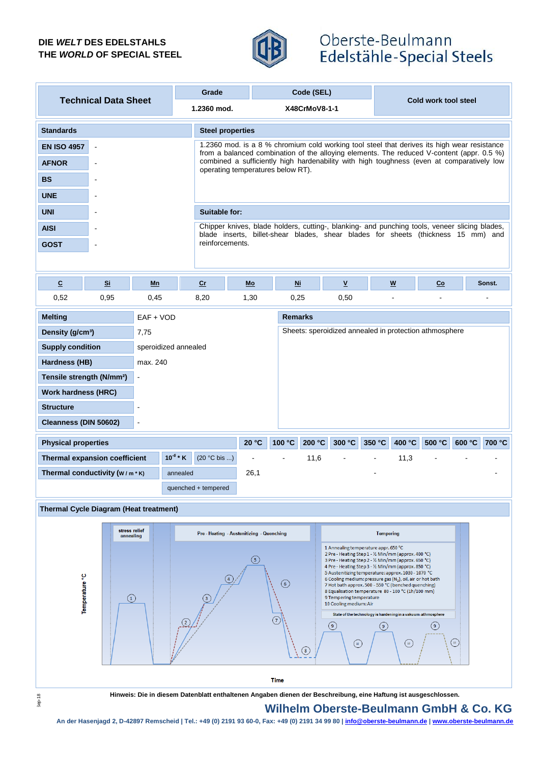DIE *WELT* DES EDELSTAHLS
THE *WORLD* OF SPECIAL STEEL

Oberste-Beulmann
Edelstähle-Special Steels

| Technical Data Sheet | Grade | Code (SEL) | Cold work tool steel |
|---|---|---|---|
| | 1.2360 mod. | X48CrMoV8-1-1 | |

| Standards | |
|---|---|
| EN ISO 4957 | - |
| AFNOR | - |
| BS | - |
| UNE | - |
| UNI | - |
| AISI | - |
| GOST | - |

**Steel properties**

1.2360 mod. is a 8 % chromium cold working tool steel that derives its high wear resistance from a balanced combination of the alloying elements. The reduced V-content (appr. 0.5 %) combined a sufficiently high hardenability with high toughness (even at comparatively low operating temperatures below RT).

**Suitable for:**

Chipper knives, blade holders, cutting-, blanking- and punching tools, veneer slicing blades, blade inserts, billet-shear blades, shear blades for sheets (thickness 15 mm) and reinforcements.

| C | Si | Mn | Cr | Mo | Ni | V | W | Co | Sonst. |
|---|---|---|---|---|---|---|---|---|---|
| 0,52 | 0,95 | 0,45 | 8,20 | 1,30 | 0,25 | 0,50 | - | - | - |

| | |
|---|---|
| Melting | EAF + VOD |
| Density (g/cm³) | 7,75 |
| Supply condition | speroidized annealed |
| Hardness (HB) | max. 240 |
| Tensile strength (N/mm²) | - |
| Work hardness (HRC) | |
| Structure | - |
| Cleanness (DIN 50602) | - |

**Remarks**

Sheets: speroidized annealed in protection athmosphere

| Physical properties | | | 20 °C | 100 °C | 200 °C | 300 °C | 350 °C | 400 °C | 500 °C | 600 °C | 700 °C |
|---|---|---|---|---|---|---|---|---|---|---|---|
| Thermal expansion coefficient | $10^{-6}$ * K | (20 °C bis ...) | - | - | 11,6 | - | - | 11,3 | - | - | - |
| Thermal conductivity (W / m * K) | annealed | | 26,1 | | | | - | | | | - |
| | quenched + tempered | | | | | | | | | | |

**Thermal Cycle Diagram (Heat treatment)**

stress relief annealing | Pre - Heating - Austenitizing - Quenching | Tempering

1 Annealing temperature appr. 650 °C
2 Pre - Heating Step 1 - ½ Min/mm (approx. 400 °C)
3 Pre - Heating Step 2 - ½ Min/mm (approx. 650 °C)
4 Pre - Heating Step 3 - ½ Min/mm (approx. 850 °C)
5 Austenitizing temperature: approx. 1030 - 1070 °C
6 Cooling medium: pressure gas ($N_2$), oil, air or hot bath
7 Hot bath approx. 500 - 550 °C (benched quenching)
8 Equalisation temperature 80 - 100 °C (1h/100 mm)
9 Tempering temperature
10 Cooling medium: Air

State of the technology is hardening in a vakuum-athmosphere

Temperature °C

Time

Hinweis: Die in diesem Datenblatt enthaltenen Angaben dienen der Beschreibung, eine Haftung ist ausgeschlossen.

**Wilhelm Oberste-Beulmann GmbH & Co. KG**

An der Hasenjagd 2, D-42897 Remscheid | Tel.: +49 (0) 2191 93 60-0, Fax: +49 (0) 2191 34 99 80 | info@oberste-beulmann.de | www.oberste-beulmann.de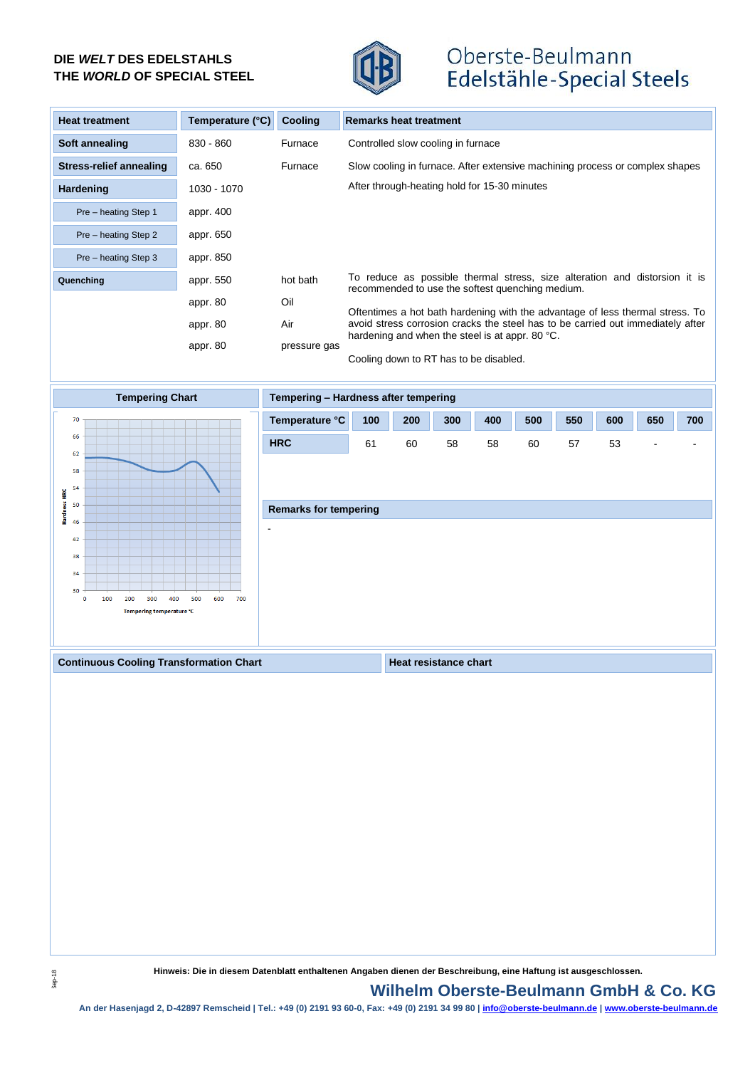DIE *WELT* DES EDELSTAHLS
THE *WORLD* OF SPECIAL STEEL

Oberste-Beulmann
Edelstähle-Special Steels

| Heat treatment | Temperature (°C) | Cooling | Remarks heat treatment |
|---|---|---|---|
| **Soft annealing** | 830 - 860 | Furnace | Controlled slow cooling in furnace |
| **Stress-relief annealing** | ca. 650 | Furnace | Slow cooling in furnace. After extensive machining process or complex shapes |
| **Hardening** | 1030 - 1070 | | After through-heating hold for 15-30 minutes |
| Pre – heating Step 1 | appr. 400 | | |
| Pre – heating Step 2 | appr. 650 | | |
| Pre – heating Step 3 | appr. 850 | | |
| **Quenching** | appr. 550 | hot bath | To reduce as possible thermal stress, size alteration and distorsion it is recommended to use the softest quenching medium. |
| | appr. 80 | Oil | Oftentimes a hot bath hardening with the advantage of less thermal stress. To avoid stress corrosion cracks the steel has to be carried out immediately after hardening and when the steel is at appr. 80 °C. |
| | appr. 80 | Air | |
| | appr. 80 | pressure gas | Cooling down to RT has to be disabled. |

**Tempering Chart**

Hardness HRC
70
66
62
58
54
50
46
42
38
34
30
0 100 200 300 400 500 600 700
Tempering temperature °C

**Tempering – Hardness after tempering**

| Temperature °C | 100 | 200 | 300 | 400 | 500 | 550 | 600 | 650 | 700 |
|---|---|---|---|---|---|---|---|---|---|
| HRC | 61 | 60 | 58 | 58 | 60 | 57 | 53 | - | - |

**Remarks for tempering**

-

**Continuous Cooling Transformation Chart**

**Heat resistance chart**

**Hinweis: Die in diesem Datenblatt enthaltenen Angaben dienen der Beschreibung, eine Haftung ist ausgeschlossen.**

**Wilhelm Oberste-Beulmann GmbH & Co. KG**

An der Hasenjagd 2, D-42897 Remscheid | Tel.: +49 (0) 2191 93 60-0, Fax: +49 (0) 2191 34 99 80 | info@oberste-beulmann.de | www.oberste-beulmann.de